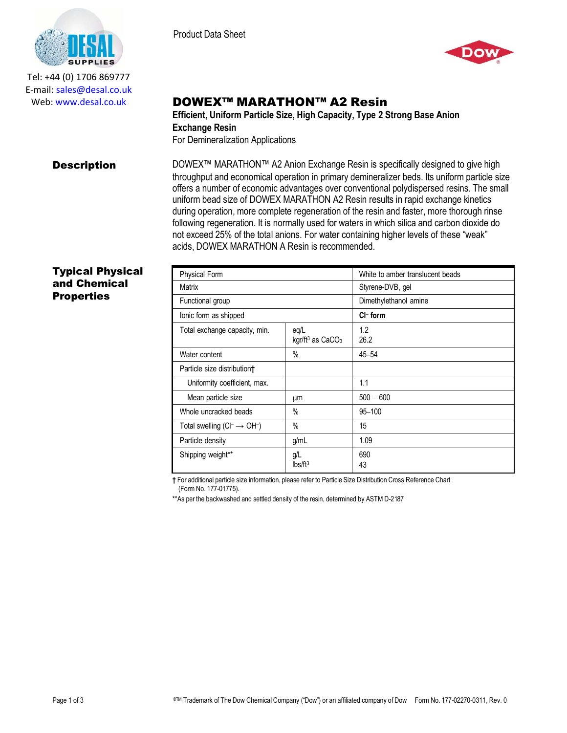Tel: +44 (0) 1706 869777
E-mail: sales@desal.co.uk
Web: www.desal.co.uk

Product Data Sheet

# DOWEX™ MARATHON™ A2 Resin

**Efficient, Uniform Particle Size, High Capacity, Type 2 Strong Base Anion Exchange Resin**

For Demineralization Applications

## Description

DOWEX™ MARATHON™ A2 Anion Exchange Resin is specifically designed to give high throughput and economical operation in primary demineralizer beds. Its uniform particle size offers a number of economic advantages over conventional polydispersed resins. The small uniform bead size of DOWEX MARATHON A2 Resin results in rapid exchange kinetics during operation, more complete regeneration of the resin and faster, more thorough rinse following regeneration. It is normally used for waters in which silica and carbon dioxide do not exceed 25% of the total anions. For water containing higher levels of these "weak" acids, DOWEX MARATHON A Resin is recommended.

## Typical Physical and Chemical Properties

| Property | Unit | Value |
|---|---|---|
| Physical Form | | White to amber translucent beads |
| Matrix | | Styrene-DVB, gel |
| Functional group | | Dimethylethanol amine |
| Ionic form as shipped | | **$Cl^-$ form** |
| Total exchange capacity, min. | eq/L<br>kgr/ft³ as $CaCO_3$ | 1.2<br>26.2 |
| Water content | % | 45–54 |
| Particle size distribution† | | |
| Uniformity coefficient, max. | | 1.1 |
| Mean particle size | µm | 500 – 600 |
| Whole uncracked beads | % | 95–100 |
| Total swelling ($Cl^- \rightarrow OH^-$) | % | 15 |
| Particle density | g/mL | 1.09 |
| Shipping weight** | g/L<br>lbs/ft³ | 690<br>43 |

† For additional particle size information, please refer to Particle Size Distribution Cross Reference Chart (Form No. 177-01775).

**As per the backwashed and settled density of the resin, determined by ASTM D-2187

®™ Trademark of The Dow Chemical Company ("Dow") or an affiliated company of Dow Form No. 177-02270-0311, Rev. 0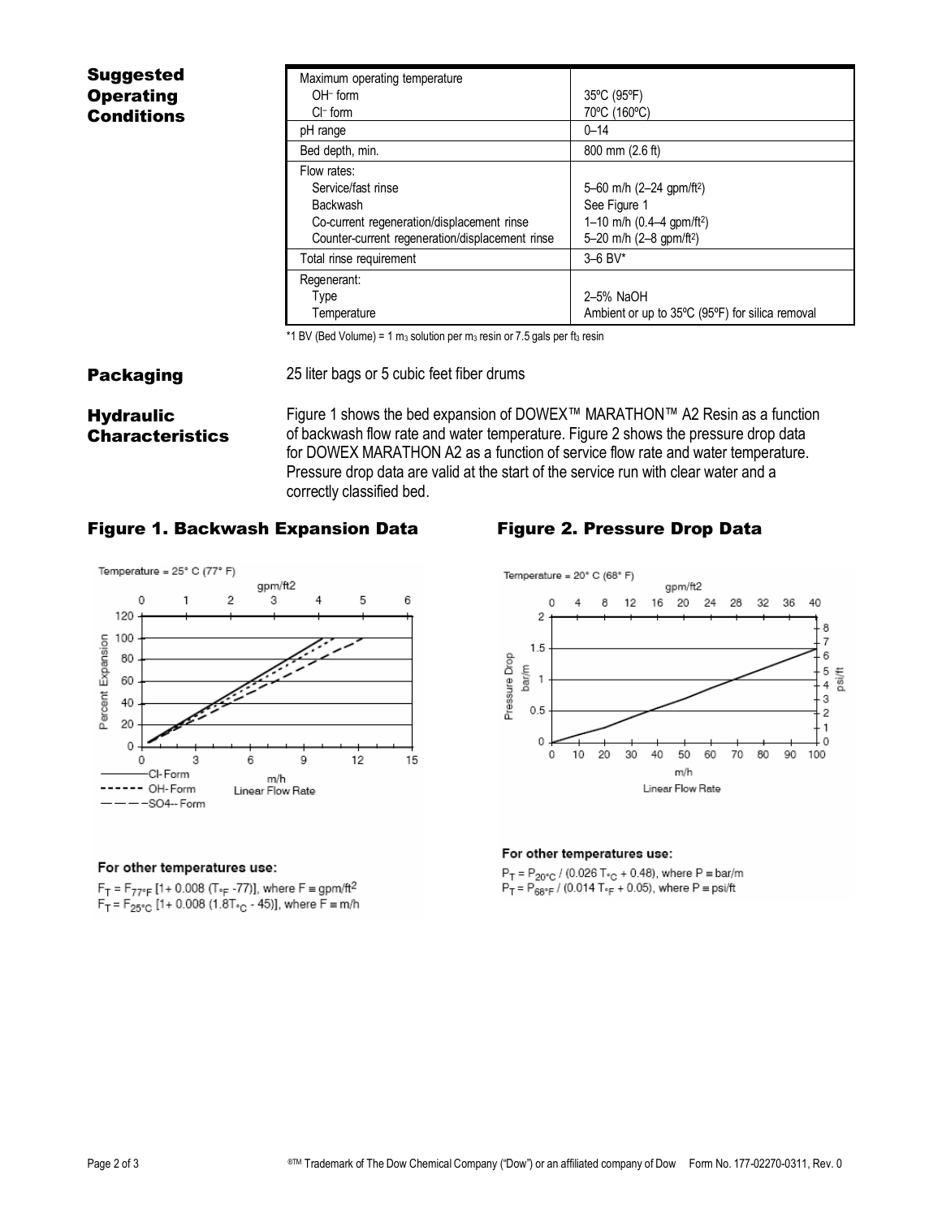## Suggested Operating Conditions

| | |
|---|---|
| Maximum operating temperature<br>OH⁻ form<br>Cl⁻ form | <br>35ºC (95ºF)<br>70ºC (160ºC) |
| pH range | 0–14 |
| Bed depth, min. | 800 mm (2.6 ft) |
| Flow rates:<br>Service/fast rinse<br>Backwash<br>Co-current regeneration/displacement rinse<br>Counter-current regeneration/displacement rinse | <br>5–60 m/h (2–24 gpm/ft²)<br>See Figure 1<br>1–10 m/h (0.4–4 gpm/ft²)<br>5–20 m/h (2–8 gpm/ft²) |
| Total rinse requirement | 3–6 BV* |
| Regenerant:<br>Type<br>Temperature | <br>2–5% NaOH<br>Ambient or up to 35ºC (95ºF) for silica removal |

*1 BV (Bed Volume) = 1 m³ solution per m³ resin or 7.5 gals per ft³ resin

## Packaging

25 liter bags or 5 cubic feet fiber drums

## Hydraulic Characteristics

Figure 1 shows the bed expansion of DOWEX™ MARATHON™ A2 Resin as a function of backwash flow rate and water temperature. Figure 2 shows the pressure drop data for DOWEX MARATHON A2 as a function of service flow rate and water temperature. Pressure drop data are valid at the start of the service run with clear water and a correctly classified bed.

### Figure 1. Backwash Expansion Data

Temperature = 25° C (77° F)

For other temperatures use:

$F_T = F_{77°F} [1 + 0.008 (T_{°F} - 77)]$, where $F \equiv$ gpm/ft²

$F_T = F_{25°C} [1 + 0.008 (1.8T_{°C} - 45)]$, where $F \equiv$ m/h

### Figure 2. Pressure Drop Data

Temperature = 20° C (68° F)

For other temperatures use:

$P_T = P_{20°C} / (0.026\, T_{°C} + 0.48)$, where $P \equiv$ bar/m

$P_T = P_{68°F} / (0.014\, T_{°F} + 0.05)$, where $P \equiv$ psi/ft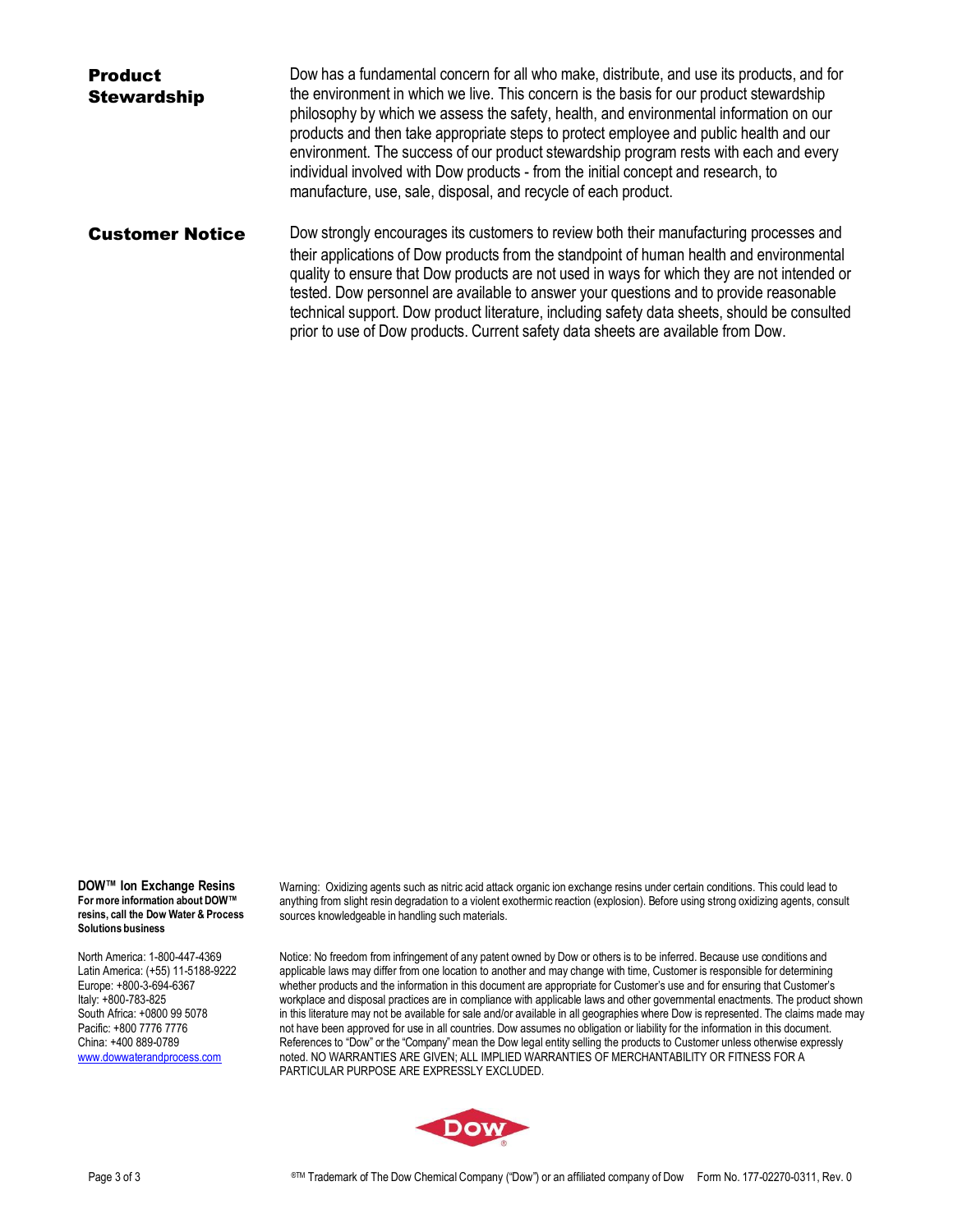## Product Stewardship

Dow has a fundamental concern for all who make, distribute, and use its products, and for the environment in which we live. This concern is the basis for our product stewardship philosophy by which we assess the safety, health, and environmental information on our products and then take appropriate steps to protect employee and public health and our environment. The success of our product stewardship program rests with each and every individual involved with Dow products - from the initial concept and research, to manufacture, use, sale, disposal, and recycle of each product.

## Customer Notice

Dow strongly encourages its customers to review both their manufacturing processes and their applications of Dow products from the standpoint of human health and environmental quality to ensure that Dow products are not used in ways for which they are not intended or tested. Dow personnel are available to answer your questions and to provide reasonable technical support. Dow product literature, including safety data sheets, should be consulted prior to use of Dow products. Current safety data sheets are available from Dow.

**DOW™ Ion Exchange Resins**
**For more information about DOW™ resins, call the Dow Water & Process Solutions business**

North America: 1-800-447-4369
Latin America: (+55) 11-5188-9222
Europe: +800-3-694-6367
Italy: +800-783-825
South Africa: +0800 99 5078
Pacific: +800 7776 7776
China: +400 889-0789
www.dowwaterandprocess.com

Warning: Oxidizing agents such as nitric acid attack organic ion exchange resins under certain conditions. This could lead to anything from slight resin degradation to a violent exothermic reaction (explosion). Before using strong oxidizing agents, consult sources knowledgeable in handling such materials.

Notice: No freedom from infringement of any patent owned by Dow or others is to be inferred. Because use conditions and applicable laws may differ from one location to another and may change with time, Customer is responsible for determining whether products and the information in this document are appropriate for Customer's use and for ensuring that Customer's workplace and disposal practices are in compliance with applicable laws and other governmental enactments. The product shown in this literature may not be available for sale and/or available in all geographies where Dow is represented. The claims made may not have been approved for use in all countries. Dow assumes no obligation or liability for the information in this document. References to "Dow" or the "Company" mean the Dow legal entity selling the products to Customer unless otherwise expressly noted. NO WARRANTIES ARE GIVEN; ALL IMPLIED WARRANTIES OF MERCHANTABILITY OR FITNESS FOR A PARTICULAR PURPOSE ARE EXPRESSLY EXCLUDED.

®™ Trademark of The Dow Chemical Company ("Dow") or an affiliated company of Dow Form No. 177-02270-0311, Rev. 0